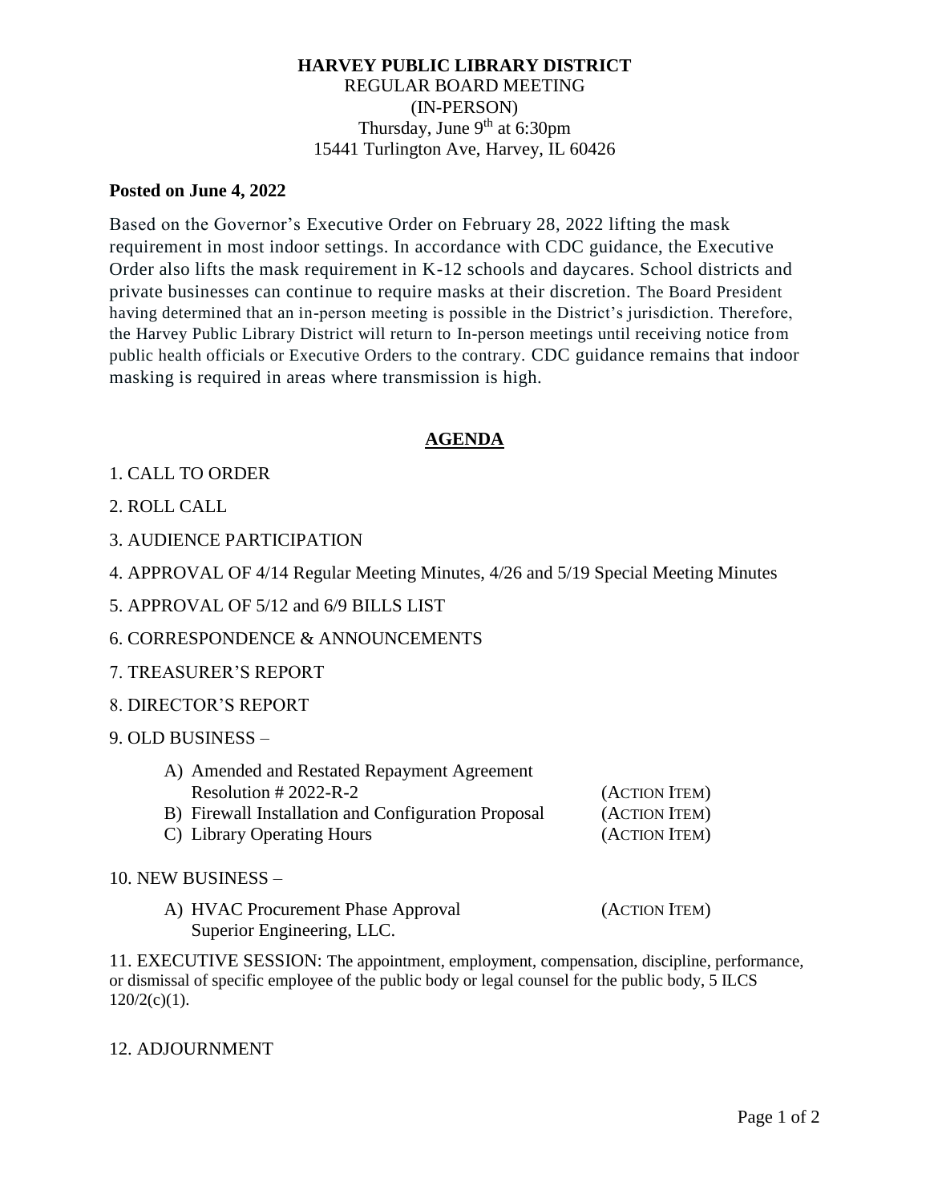**HARVEY PUBLIC LIBRARY DISTRICT**
REGULAR BOARD MEETING
(IN-PERSON)
Thursday, June 9th at 6:30pm
15441 Turlington Ave, Harvey, IL 60426

**Posted on June 4, 2022**

Based on the Governor's Executive Order on February 28, 2022 lifting the mask requirement in most indoor settings. In accordance with CDC guidance, the Executive Order also lifts the mask requirement in K-12 schools and daycares. School districts and private businesses can continue to require masks at their discretion. The Board President having determined that an in-person meeting is possible in the District's jurisdiction. Therefore, the Harvey Public Library District will return to In-person meetings until receiving notice from public health officials or Executive Orders to the contrary. CDC guidance remains that indoor masking is required in areas where transmission is high.

## AGENDA

1. CALL TO ORDER
2. ROLL CALL
3. AUDIENCE PARTICIPATION
4. APPROVAL OF 4/14 Regular Meeting Minutes, 4/26 and 5/19 Special Meeting Minutes
5. APPROVAL OF 5/12 and 6/9 BILLS LIST
6. CORRESPONDENCE & ANNOUNCEMENTS
7. TREASURER'S REPORT
8. DIRECTOR'S REPORT
9. OLD BUSINESS –
   - A) Amended and Restated Repayment Agreement Resolution # 2022-R-2 (ACTION ITEM)
   - B) Firewall Installation and Configuration Proposal (ACTION ITEM)
   - C) Library Operating Hours (ACTION ITEM)
10. NEW BUSINESS –
    - A) HVAC Procurement Phase Approval Superior Engineering, LLC. (ACTION ITEM)
11. EXECUTIVE SESSION: The appointment, employment, compensation, discipline, performance, or dismissal of specific employee of the public body or legal counsel for the public body, 5 ILCS 120/2(c)(1).
12. ADJOURNMENT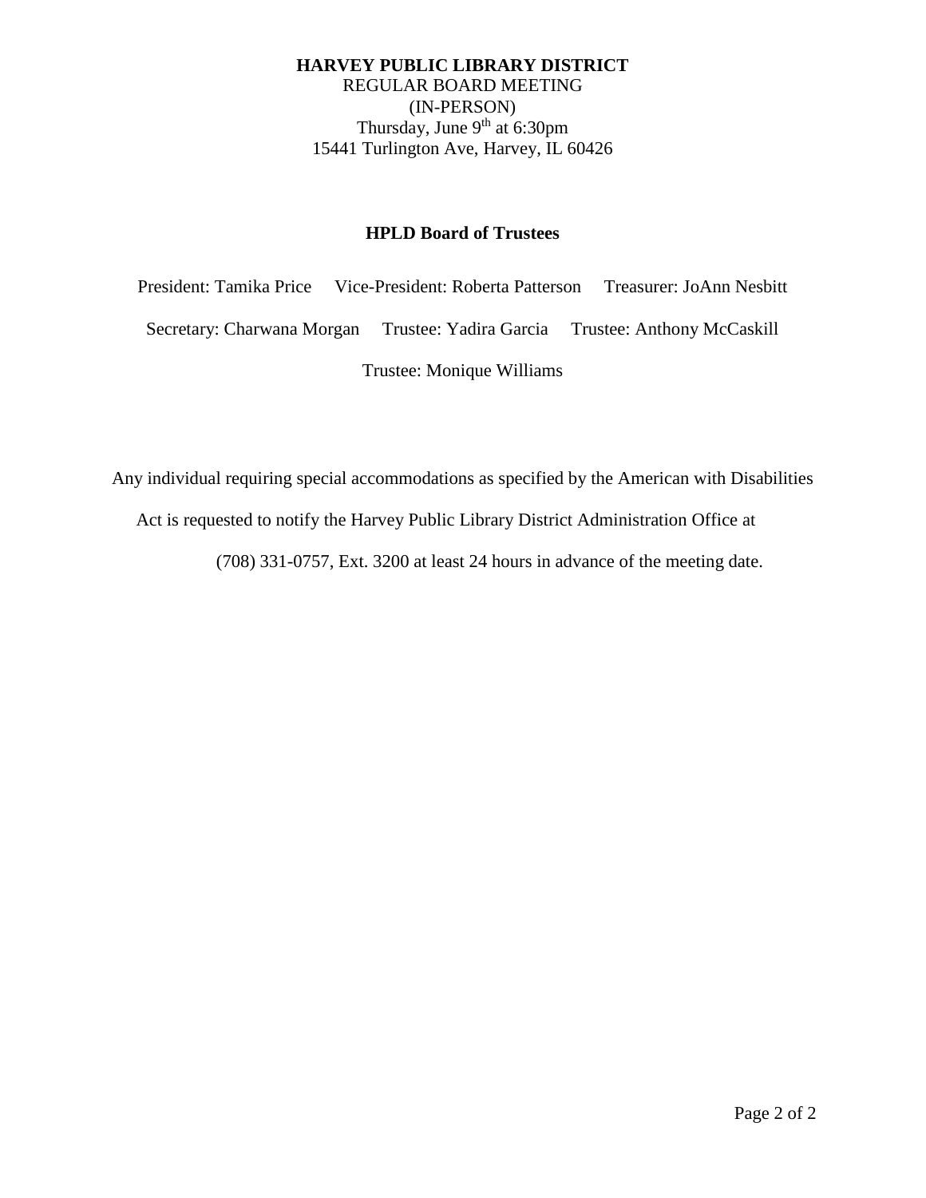**HARVEY PUBLIC LIBRARY DISTRICT**
REGULAR BOARD MEETING
(IN-PERSON)
Thursday, June 9th at 6:30pm
15441 Turlington Ave, Harvey, IL 60426

## HPLD Board of Trustees

President: Tamika Price Vice-President: Roberta Patterson Treasurer: JoAnn Nesbitt

Secretary: Charwana Morgan Trustee: Yadira Garcia Trustee: Anthony McCaskill

Trustee: Monique Williams

Any individual requiring special accommodations as specified by the American with Disabilities Act is requested to notify the Harvey Public Library District Administration Office at (708) 331-0757, Ext. 3200 at least 24 hours in advance of the meeting date.